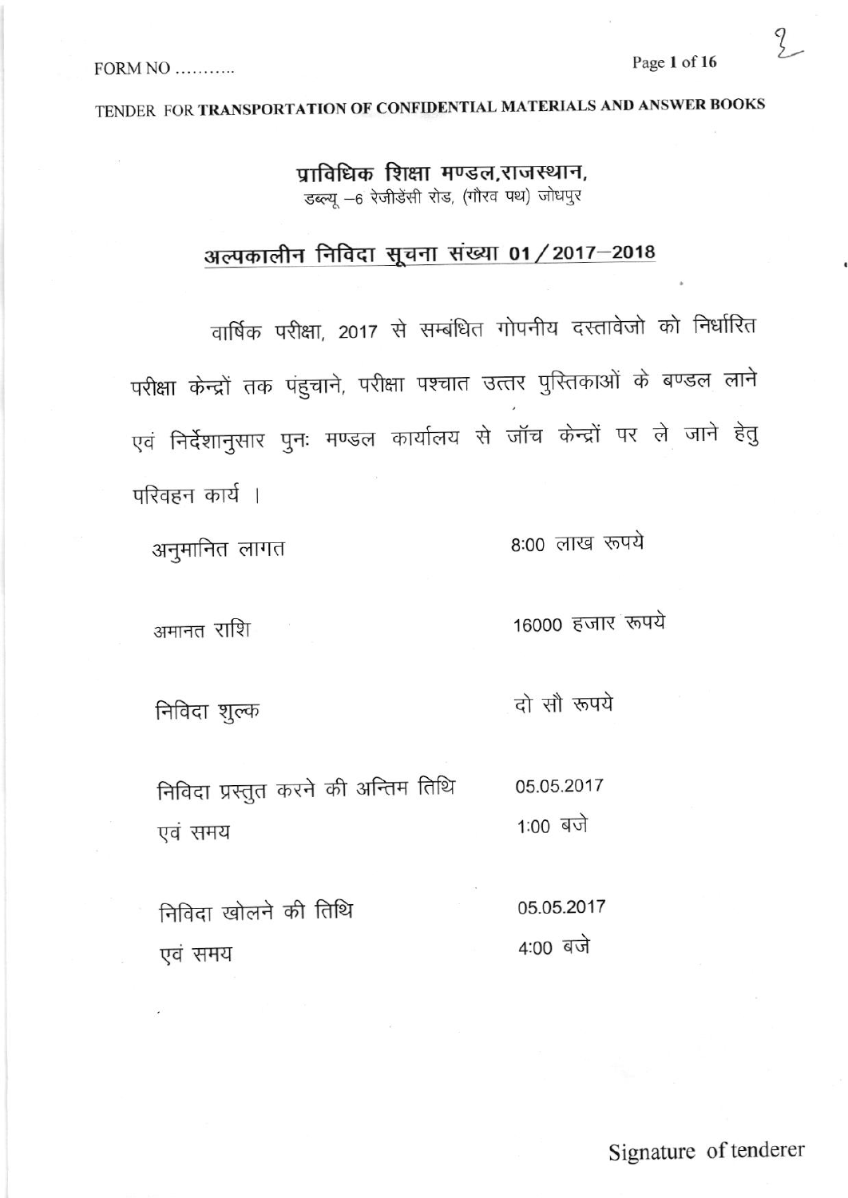FORM NO ..........

TENDER FOR **TRANSPORTATION OF CONFIDENTIAL MATERIALS AND ANSWER BOOKS**

**प्राविधिक शिक्षा मण्डल,राजस्थान,**
डब्ल्यू –6 रेजीडेंसी रोड, (गौरव पथ) जोधपुर

## अल्पकालीन निविदा सूचना संख्या 01 / 2017–2018

वार्षिक परीक्षा, 2017 से सम्बंधित गोपनीय दस्तावेजो को निर्धारित परीक्षा केन्द्रों तक पंहुचाने, परीक्षा पश्चात उत्तर पुस्तिकाओं के बण्डल लाने एवं निर्देशानुसार पुनः मण्डल कार्यालय से जॉच केन्द्रों पर ले जाने हेतु परिवहन कार्य ।

| | |
|---|---|
| अनुमानित लागत | 8:00 लाख रूपये |
| अमानत राशि | 16000 हजार रूपये |
| निविदा शुल्क | दो सौ रूपये |
| निविदा प्रस्तुत करने की अन्तिम तिथि एवं समय | 05.05.2017 1:00 बजे |
| निविदा खोलने की तिथि एवं समय | 05.05.2017 4:00 बजे |

Signature of tenderer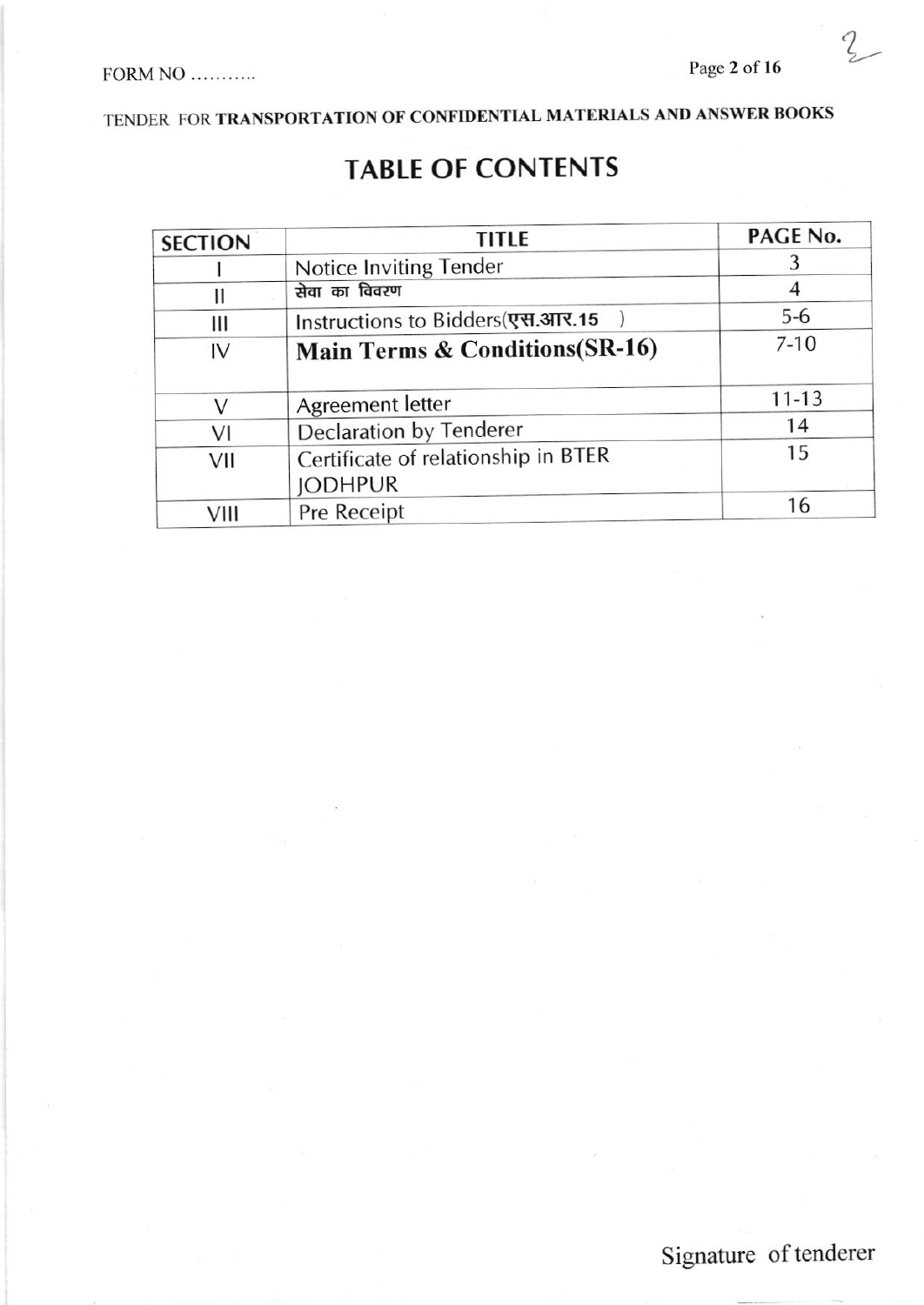FORM NO ..........

TENDER FOR **TRANSPORTATION OF CONFIDENTIAL MATERIALS AND ANSWER BOOKS**

# TABLE OF CONTENTS

| SECTION | TITLE | PAGE No. |
|---|---|---|
| I | Notice Inviting Tender | 3 |
| II | सेवा का विवरण | 4 |
| III | Instructions to Bidders(एस.आर.15 ) | 5-6 |
| IV | **Main Terms & Conditions(SR-16)** | 7-10 |
| V | Agreement letter | 11-13 |
| VI | Declaration by Tenderer | 14 |
| VII | Certificate of relationship in BTER JODHPUR | 15 |
| VIII | Pre Receipt | 16 |

Signature of tenderer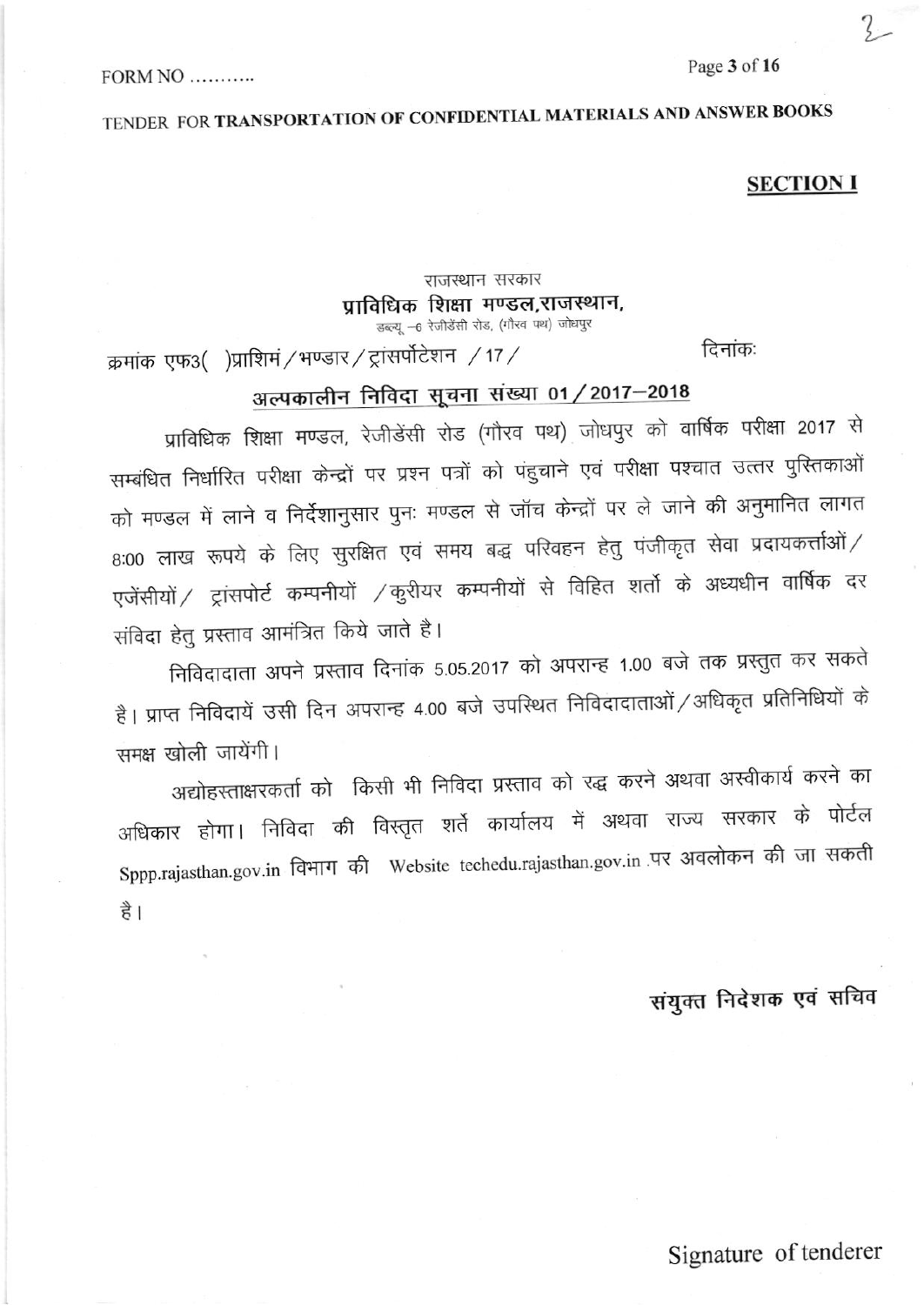FORM NO ..........

TENDER FOR **TRANSPORTATION OF CONFIDENTIAL MATERIALS AND ANSWER BOOKS**

**SECTION I**

राजस्थान सरकार

**प्राविधिक शिक्षा मण्डल,राजस्थान,**

डब्ल्यू –6 रेजीडेंसी रोड, (गौरव पथ) जोधपुर

क्रमांक एफ3( )प्राशिमं/भण्डार/ट्रांसपोर्टेशन /17/ दिनांकः

## अल्पकालीन निविदा सूचना संख्या 01/2017–2018

प्राविधिक शिक्षा मण्डल, रेजीडेंसी रोड (गौरव पथ) जोधपुर को वार्षिक परीक्षा 2017 से सम्बंधित निर्धारित परीक्षा केन्द्रों पर प्रश्न पत्रों को पंहुचाने एवं परीक्षा पश्चात उत्तर पुस्तिकाओं को मण्डल में लाने व निर्देशानुसार पुनः मण्डल से जॉच केन्द्रों पर ले जाने की अनुमानित लागत 8:00 लाख रूपये के लिए सुरक्षित एवं समय बद्ध परिवहन हेतु पंजीकृत सेवा प्रदायकर्त्ताओं/एजेंसीयों/ ट्रांसपोर्ट कम्पनीयों /कुरीयर कम्पनीयों से विहित शर्तो के अध्यधीन वार्षिक दर संविदा हेतु प्रस्ताव आमंत्रित किये जाते है।

निविदादाता अपने प्रस्ताव दिनांक 5.05.2017 को अपरान्ह 1.00 बजे तक प्रस्तुत कर सकते है। प्राप्त निविदायें उसी दिन अपरान्ह 4.00 बजे उपस्थित निविदादाताओं/अधिकृत प्रतिनिधियों के समक्ष खोली जायेंगी।

अद्योहस्ताक्षरकर्ता को किसी भी निविदा प्रस्ताव को रद्ध करने अथवा अस्वीकार्य करने का अधिकार होगा। निविदा की विस्तृत शर्ते कार्यालय में अथवा राज्य सरकार के पोर्टल Sppp.rajasthan.gov.in विभाग की Website techedu.rajasthan.gov.in पर अवलोकन की जा सकती है।

**संयुक्त निदेशक एवं सचिव**

Signature of tenderer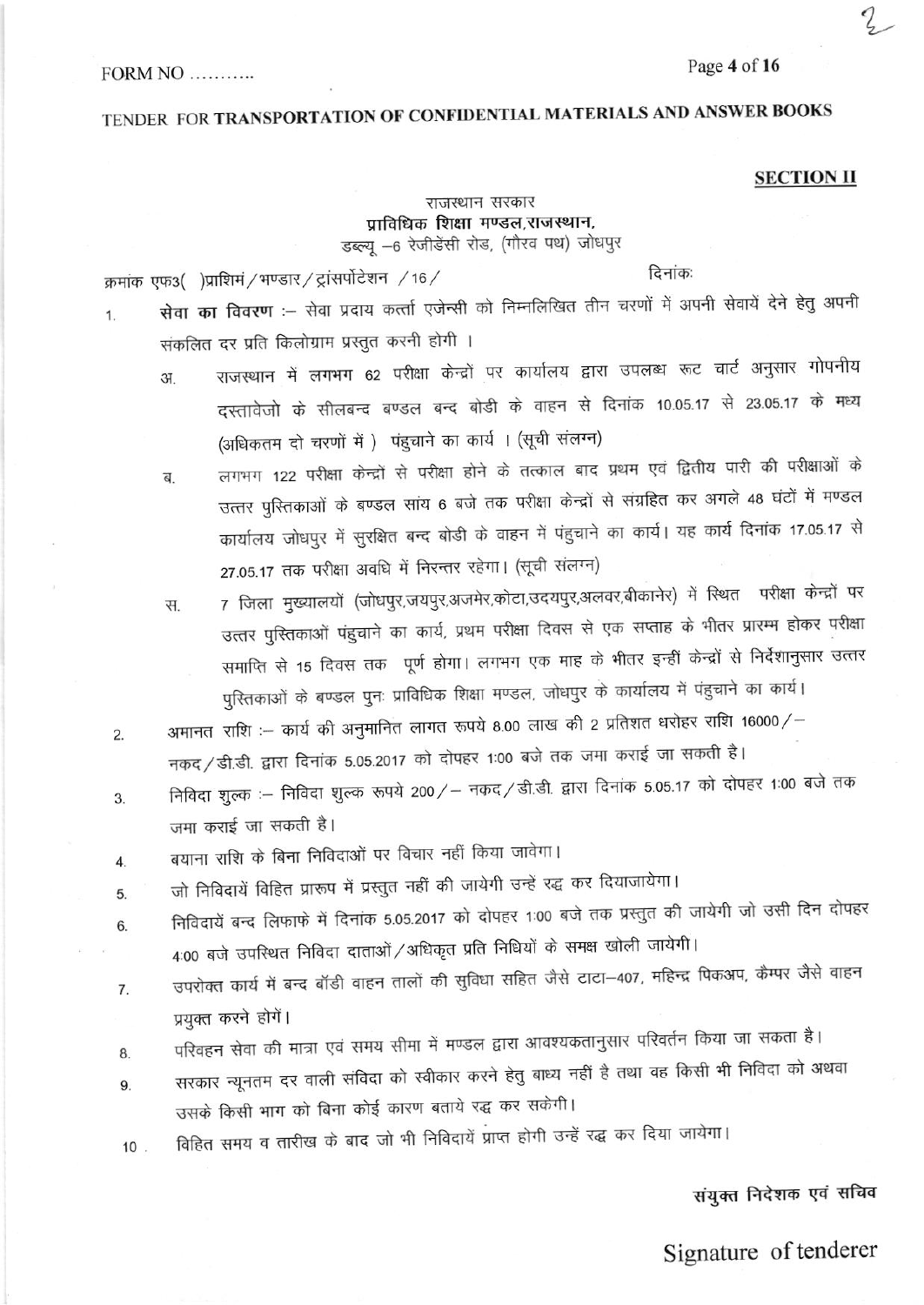FORM NO ..........

TENDER FOR **TRANSPORTATION OF CONFIDENTIAL MATERIALS AND ANSWER BOOKS**

**SECTION II**

राजस्थान सरकार
**प्राविधिक शिक्षा मण्डल,राजस्थान,**
डब्ल्यू –6 रेजीडेंसी रोड, (गौरव पथ) जोधपुर

क्रमांक एफ3( )प्राशिमं / भण्डार / ट्रांसपोर्टेशन / 16 / दिनांकः

1. **सेवा का विवरण** :– सेवा प्रदाय कर्ता एजेन्सी को निम्नलिखित तीन चरणों में अपनी सेवायें देने हेतु अपनी संकलित दर प्रति किलोग्राम प्रस्तुत करनी होगी ।
   - अ. राजस्थान में लगभग 62 परीक्षा केन्द्रों पर कार्यालय द्वारा उपलब्ध रूट चार्ट अनुसार गोपनीय दस्तावेजो के सीलबन्द बण्डल बन्द बोडी के वाहन से दिनांक 10.05.17 से 23.05.17 के मध्य (अधिकतम दो चरणों में ) पंहुचाने का कार्य । (सूची संलग्न)
   - ब. लगभग 122 परीक्षा केन्द्रों से परीक्षा होने के तत्काल बाद प्रथम एवं द्वितीय पारी की परीक्षाओं के उत्तर पुस्तिकाओं के बण्डल सांय 6 बजे तक परीक्षा केन्द्रों से संग्रहित कर अगले 48 घंटों में मण्डल कार्यालय जोधपुर में सुरक्षित बन्द बोडी के वाहन में पंहुचाने का कार्य। यह कार्य दिनांक 17.05.17 से 27.05.17 तक परीक्षा अवधि में निरन्तर रहेगा। (सूची संलग्न)
   - स. 7 जिला मुख्यालयों (जोधपुर,जयपुर,अजमेर,कोटा,उदयपुर,अलवर,बीकानेर) में स्थित परीक्षा केन्द्रों पर उत्तर पुस्तिकाओं पंहुचाने का कार्य, प्रथम परीक्षा दिवस से एक सप्ताह के भीतर प्रारम्भ होकर परीक्षा समाप्ति से 15 दिवस तक पूर्ण होगा। लगभग एक माह के भीतर इन्हीं केन्द्रों से निर्देशानुसार उत्तर पुस्तिकाओं के बण्डल पुनः प्राविधिक शिक्षा मण्डल, जोधपुर के कार्यालय में पंहुचाने का कार्य।
2. अमानत राशि :– कार्य की अनुमानित लागत रूपये 8.00 लाख की 2 प्रतिशत धरोहर राशि 16000/– नकद/डी.डी. द्वारा दिनांक 5.05.2017 को दोपहर 1:00 बजे तक जमा कराई जा सकती है।
3. निविदा शुल्क :– निविदा शुल्क रूपये 200/– नकद/डी.डी. द्वारा दिनांक 5.05.17 को दोपहर 1:00 बजे तक जमा कराई जा सकती है।
4. बयाना राशि के बिना निविदाओं पर विचार नहीं किया जावेगा।
5. जो निविदायें विहित प्रारूप में प्रस्तुत नहीं की जायेगी उन्हें रद्ध कर दियाजायेगा।
6. निविदायें बन्द लिफाफे में दिनांक 5.05.2017 को दोपहर 1:00 बजे तक प्रस्तुत की जायेगी जो उसी दिन दोपहर 4:00 बजे उपस्थित निविदा दाताओं/अधिकृत प्रति निधियों के समक्ष खोली जायेगी।
7. उपरोक्त कार्य में बन्द बॉडी वाहन तालों की सुविधा सहित जैसे टाटा–407, महिन्द्र पिकअप, कैम्पर जैसे वाहन प्रयुक्त करने होगें।
8. परिवहन सेवा की मात्रा एवं समय सीमा में मण्डल द्वारा आवश्यकतानुसार परिवर्तन किया जा सकता है।
9. सरकार न्यूनतम दर वाली संविदा को स्वीकार करने हेतु बाध्य नहीं है तथा वह किसी भी निविदा को अथवा उसके किसी भाग को बिना कोई कारण बताये रद्ध कर सकेगी।
10. विहित समय व तारीख के बाद जो भी निविदायें प्राप्त होगी उन्हें रद्ध कर दिया जायेगा।

**संयुक्त निदेशक एवं सचिव**

Signature of tenderer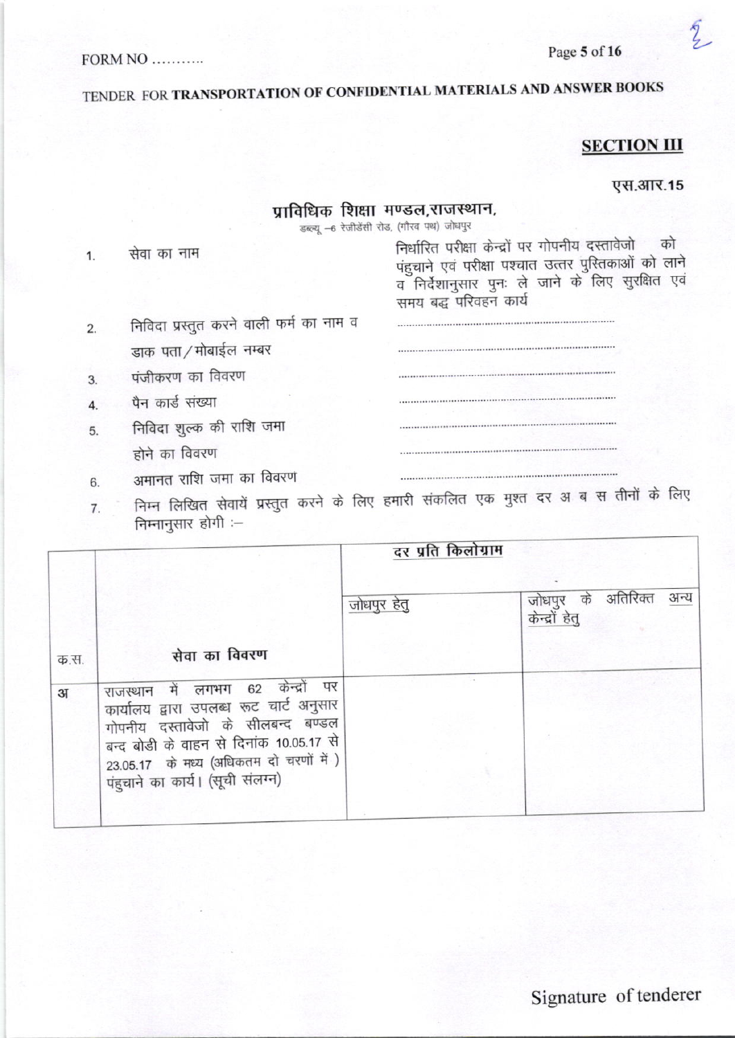FORM NO ..........

TENDER FOR **TRANSPORTATION OF CONFIDENTIAL MATERIALS AND ANSWER BOOKS**

**SECTION III**

एस.आर.15

## प्राविधिक शिक्षा मण्डल,राजस्थान,

डब्ल्यू –6 रेजीडेंसी रोड, (गौरव पथ) जोधपुर

1. सेवा का नाम — निर्धारित परीक्षा केन्द्रों पर गोपनीय दस्तावेजो को पंहुचाने एवं परीक्षा पश्चात उत्तर पुस्तिकाओं को लाने व निर्देशानुसार पुनः ले जाने के लिए सुरक्षित एवं समय बद्ध परिवहन कार्य
2. निविदा प्रस्तुत करने वाली फर्म का नाम व डाक पता/मोबाईल नम्बर ..............................................................
3. पंजीकरण का विवरण ..............................................................
4. पैन कार्ड संख्या ..............................................................
5. निविदा शुल्क की राशि जमा होने का विवरण ..............................................................
6. अमानत राशि जमा का विवरण ..............................................................
7. निम्न लिखित सेवायें प्रस्तुत करने के लिए हमारी संकलित एक मुश्त दर अ ब स तीनों के लिए निम्नानुसार होगी :–

| क.स. | सेवा का विवरण | दर प्रति किलोग्राम | |
|---|---|---|---|
| | | जोधपुर हेतु | जोधपुर के अतिरिक्त अन्य केन्द्रों हेतु |
| अ | राजस्थान में लगभग 62 केन्द्रों पर कार्यालय द्वारा उपलब्ध रूट चार्ट अनुसार गोपनीय दस्तावेजो के सीलबन्द बण्डल बन्द बोडी के वाहन से दिनांक 10.05.17 से 23.05.17 के मध्य (अधिकतम दो चरणों में) पंहुचाने का कार्य। (सूची संलग्न) | | |

Signature of tenderer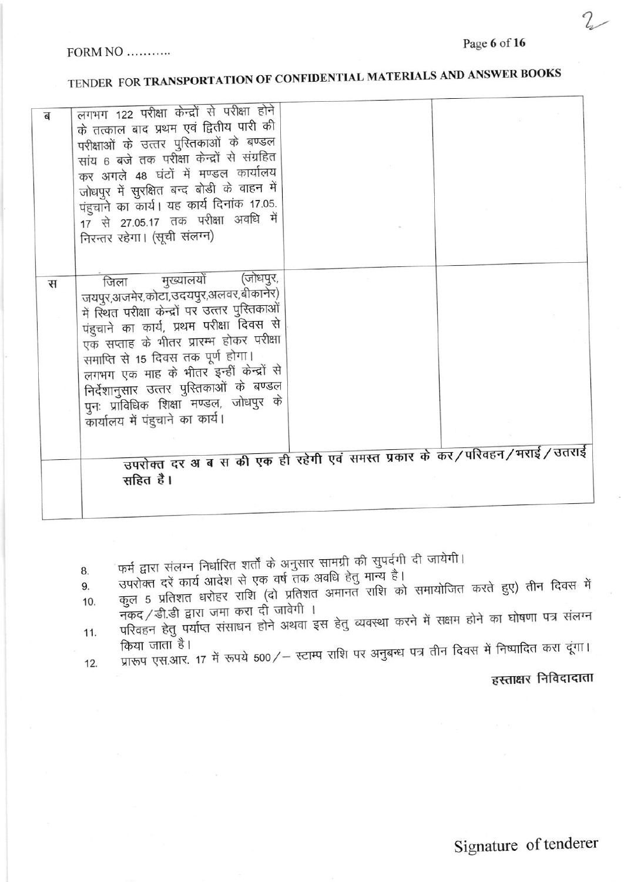FORM NO ..........

# TENDER FOR TRANSPORTATION OF CONFIDENTIAL MATERIALS AND ANSWER BOOKS

| | | | |
|---|---|---|---|
| ब | लगभग 122 परीक्षा केन्द्रों से परीक्षा होने के तत्काल बाद प्रथम एवं द्वितीय पारी की परीक्षाओं के उत्तर पुस्तिकाओं के बण्डल सांय 6 बजे तक परीक्षा केन्द्रों से संग्रहित कर अगले 48 घंटों में मण्डल कार्यालय जोधपुर में सुरक्षित बन्द बोडी के वाहन में पंहुचाने का कार्य। यह कार्य दिनांक 17.05.17 से 27.05.17 तक परीक्षा अवधि में निरन्तर रहेगा। (सूची संलग्न) | | |
| स | जिला मुख्यालयों (जोधपुर, जयपुर,अजमेर,कोटा,उदयपुर,अलवर,बीकानेर) में स्थित परीक्षा केन्द्रों पर उत्तर पुस्तिकाओं पंहुचाने का कार्य, प्रथम परीक्षा दिवस से एक सप्ताह के भीतर प्रारम्भ होकर परीक्षा समाप्ति से 15 दिवस तक पूर्ण होगा। लगभग एक माह के भीतर इन्हीं केन्द्रों से निर्देशानुसार उत्तर पुस्तिकाओं के बण्डल पुनः प्राविधिक शिक्षा मण्डल, जोधपुर के कार्यालय में पंहुचाने का कार्य। | | |
| | **उपरोक्त दर अ ब स की एक ही रहेगी एवं समस्त प्रकार के कर/परिवहन/भराई/उतराई सहित है।** | | |

8. फर्म द्वारा संलग्न निर्धारित शर्तों के अनुसार सामग्री की सुपर्दगी दी जायेगी।
9. उपरोक्त दरें कार्य आदेश से एक वर्ष तक अवधि हेतु मान्य है।
10. कुल 5 प्रतिशत धरोहर राशि (दो प्रतिशत अमानत राशि को समायोजित करते हुए) तीन दिवस में नकद/डी.डी द्वारा जमा करा दी जावेगी ।
11. परिवहन हेतु पर्याप्त संसाधन होने अथवा इस हेतु व्यवस्था करने में सक्षम होने का घोषणा पत्र संलग्न किया जाता है।
12. प्रारूप एस.आर. 17 में रूपये 500/– स्टाम्प राशि पर अनुबन्ध पत्र तीन दिवस में निष्पादित करा दूंगा।

हस्ताक्षर निविदादाता

Signature of tenderer